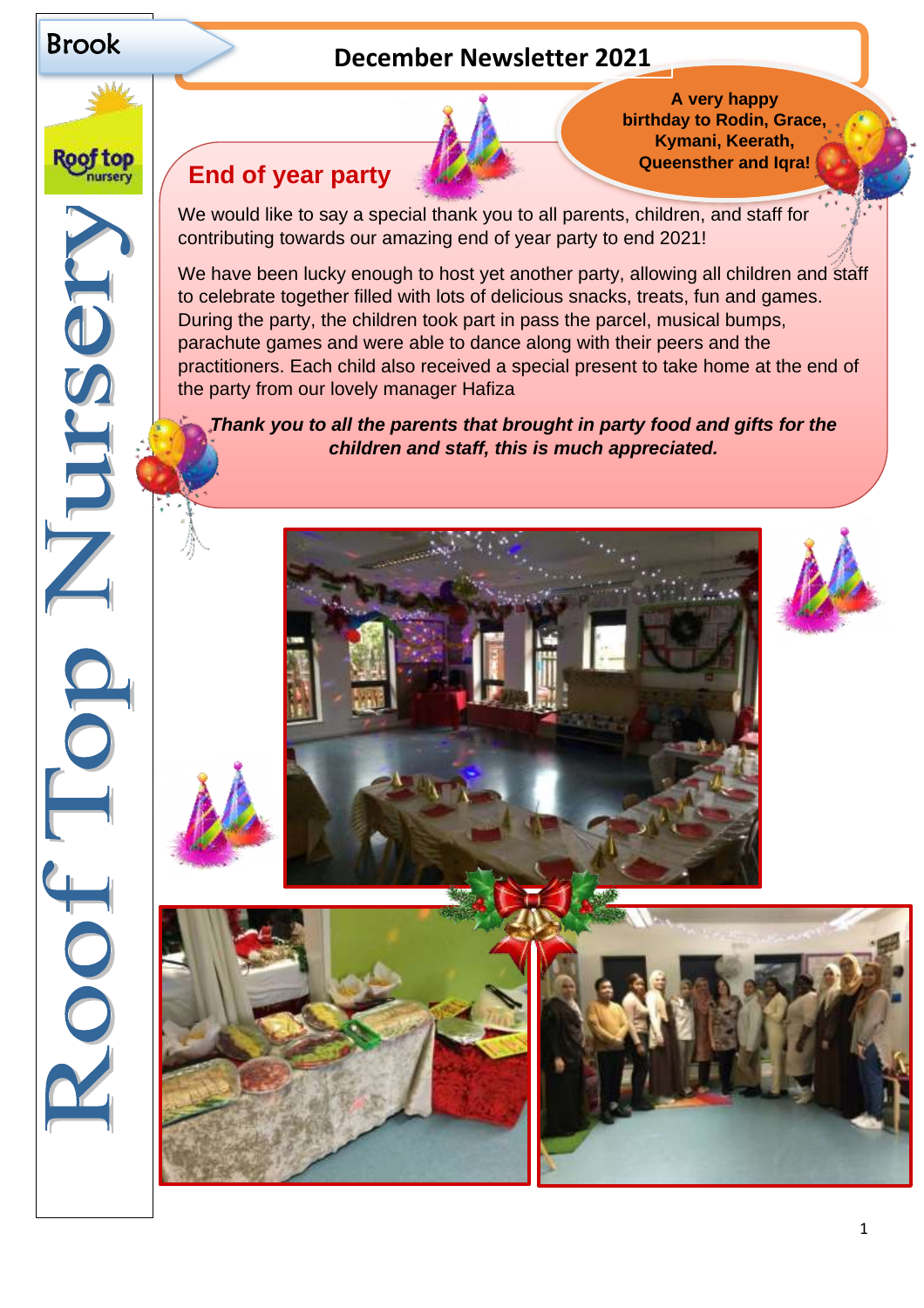Brook

Roof top nursery

# December Newsletter 2021

**A very happy birthday to Rodin, Grace, Kymani, Keerath, Queensther and Iqra!**

## End of year party

We would like to say a special thank you to all parents, children, and staff for contributing towards our amazing end of year party to end 2021!

We have been lucky enough to host yet another party, allowing all children and staff to celebrate together filled with lots of delicious snacks, treats, fun and games. During the party, the children took part in pass the parcel, musical bumps, parachute games and were able to dance along with their peers and the practitioners. Each child also received a special present to take home at the end of the party from our lovely manager Hafiza

***Thank you to all the parents that brought in party food and gifts for the children and staff, this is much appreciated.***

Roof Top Nursery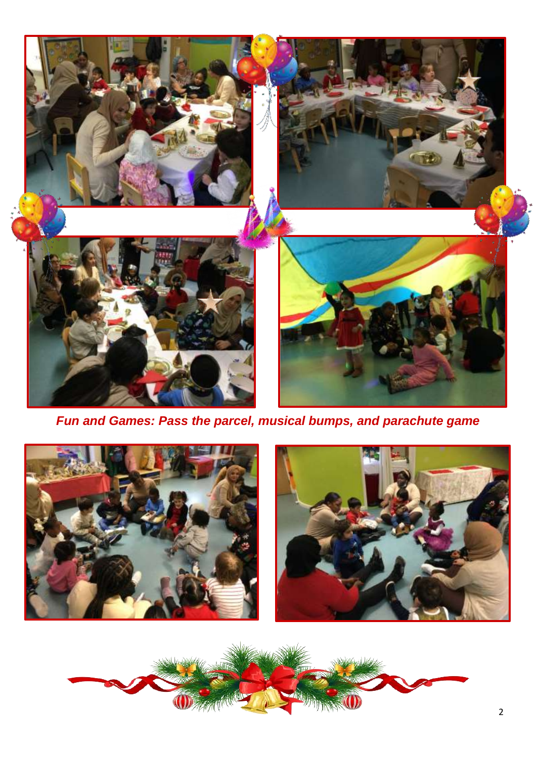*Fun and Games: Pass the parcel, musical bumps, and parachute game*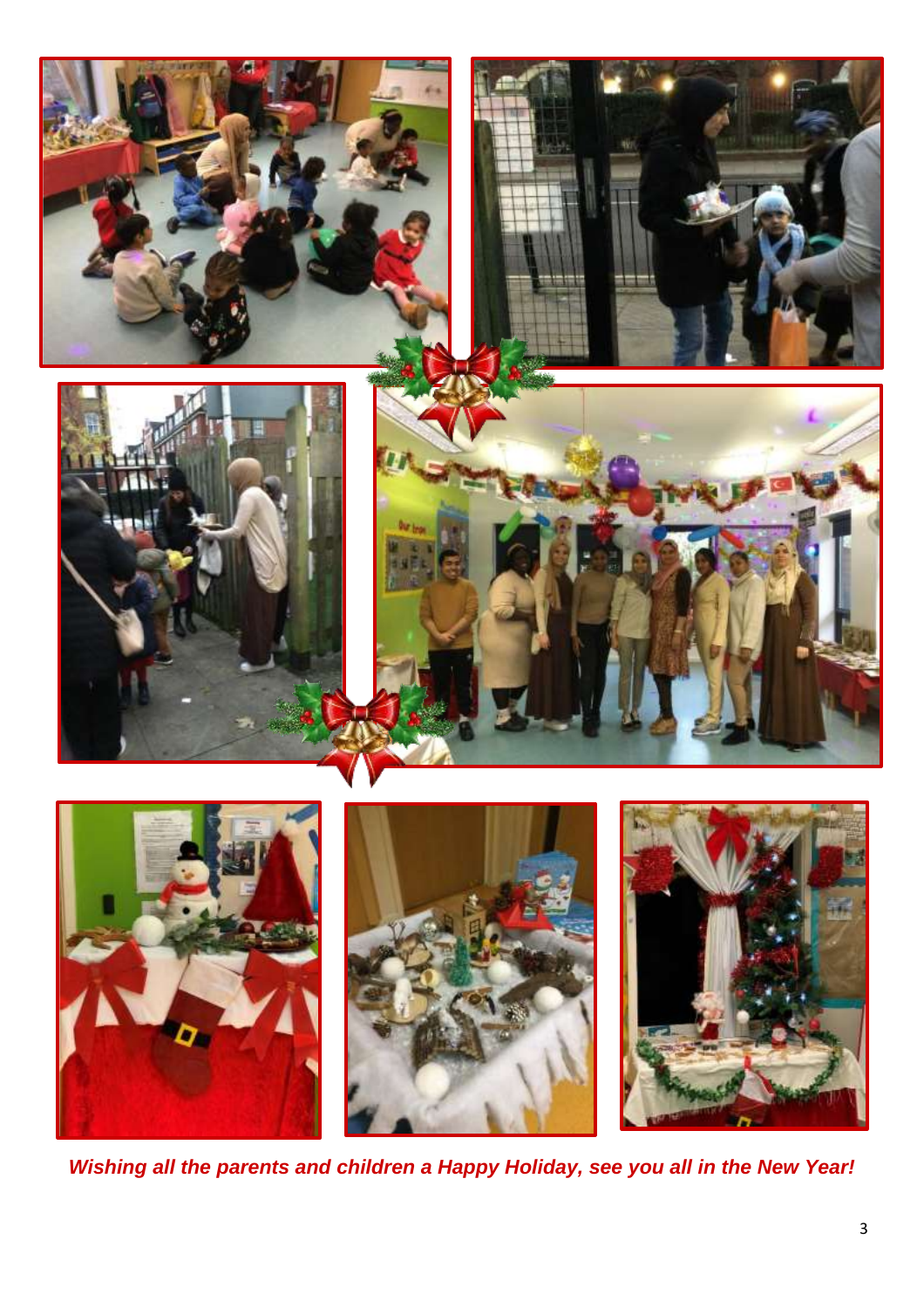***Wishing all the parents and children a Happy Holiday, see you all in the New Year!***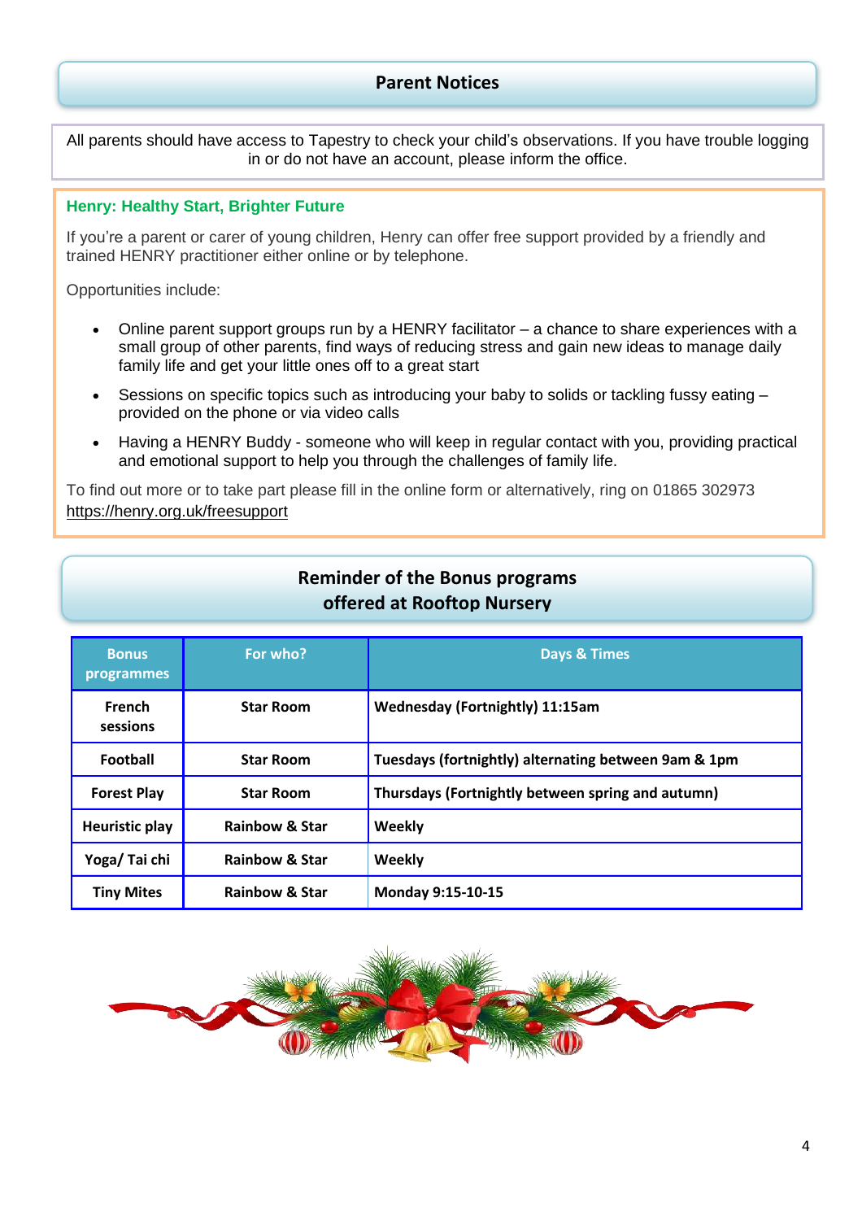## Parent Notices

All parents should have access to Tapestry to check your child's observations. If you have trouble logging in or do not have an account, please inform the office.

### Henry: Healthy Start, Brighter Future

If you're a parent or carer of young children, Henry can offer free support provided by a friendly and trained HENRY practitioner either online or by telephone.

Opportunities include:

- Online parent support groups run by a HENRY facilitator – a chance to share experiences with a small group of other parents, find ways of reducing stress and gain new ideas to manage daily family life and get your little ones off to a great start
- Sessions on specific topics such as introducing your baby to solids or tackling fussy eating – provided on the phone or via video calls
- Having a HENRY Buddy - someone who will keep in regular contact with you, providing practical and emotional support to help you through the challenges of family life.

To find out more or to take part please fill in the online form or alternatively, ring on 01865 302973
https://henry.org.uk/freesupport

## Reminder of the Bonus programs offered at Rooftop Nursery

| Bonus programmes | For who? | Days & Times |
|---|---|---|
| **French sessions** | **Star Room** | **Wednesday (Fortnightly) 11:15am** |
| **Football** | **Star Room** | **Tuesdays (fortnightly) alternating between 9am & 1pm** |
| **Forest Play** | **Star Room** | **Thursdays (Fortnightly between spring and autumn)** |
| **Heuristic play** | **Rainbow & Star** | **Weekly** |
| **Yoga/ Tai chi** | **Rainbow & Star** | **Weekly** |
| **Tiny Mites** | **Rainbow & Star** | **Monday 9:15-10-15** |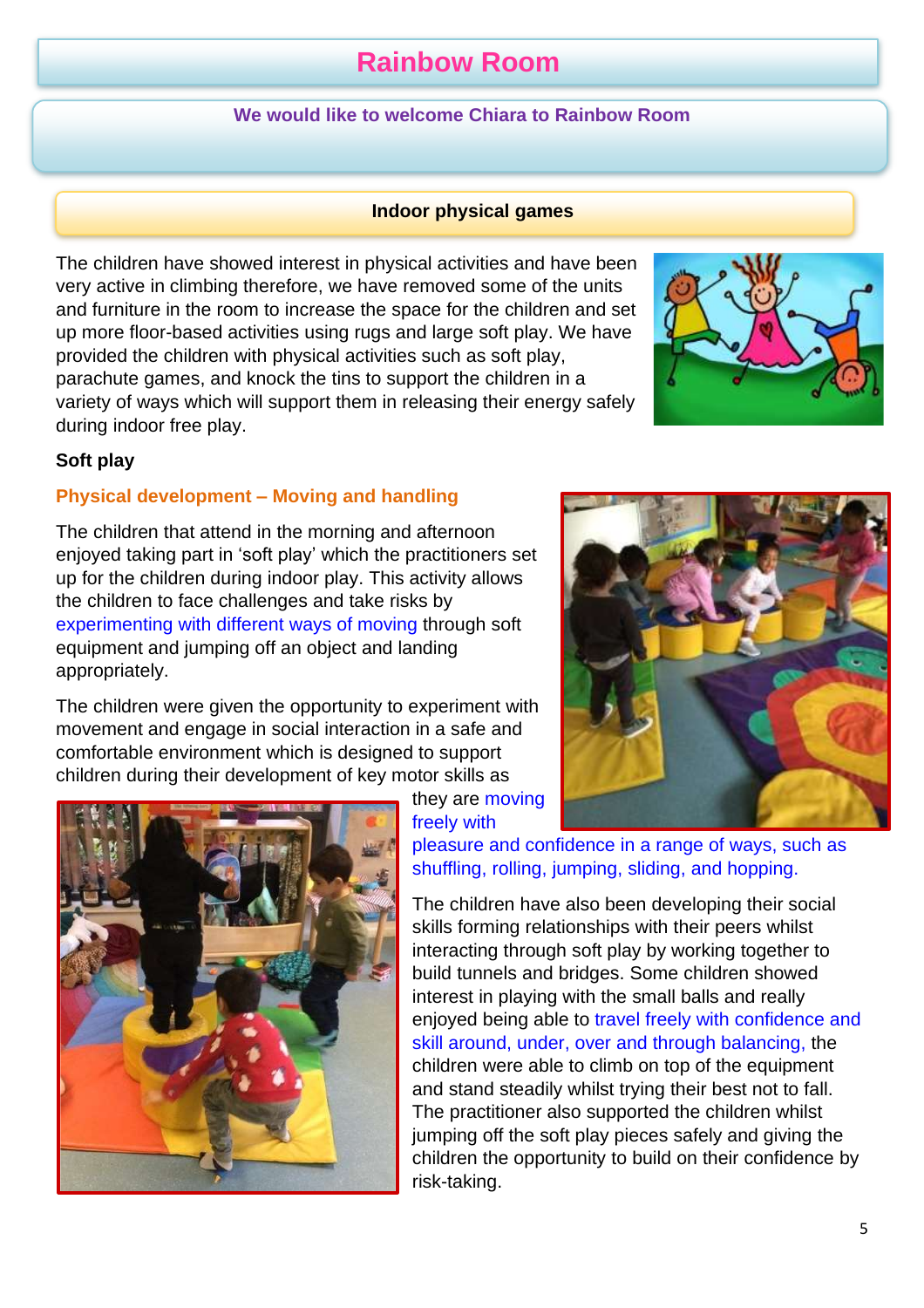# Rainbow Room

**We would like to welcome Chiara to Rainbow Room**

## Indoor physical games

The children have showed interest in physical activities and have been very active in climbing therefore, we have removed some of the units and furniture in the room to increase the space for the children and set up more floor-based activities using rugs and large soft play. We have provided the children with physical activities such as soft play, parachute games, and knock the tins to support the children in a variety of ways which will support them in releasing their energy safely during indoor free play.

### Soft play

**Physical development – Moving and handling**

The children that attend in the morning and afternoon enjoyed taking part in 'soft play' which the practitioners set up for the children during indoor play. This activity allows the children to face challenges and take risks by experimenting with different ways of moving through soft equipment and jumping off an object and landing appropriately.

The children were given the opportunity to experiment with movement and engage in social interaction in a safe and comfortable environment which is designed to support children during their development of key motor skills as they are moving freely with pleasure and confidence in a range of ways, such as shuffling, rolling, jumping, sliding, and hopping.

The children have also been developing their social skills forming relationships with their peers whilst interacting through soft play by working together to build tunnels and bridges. Some children showed interest in playing with the small balls and really enjoyed being able to travel freely with confidence and skill around, under, over and through balancing, the children were able to climb on top of the equipment and stand steadily whilst trying their best not to fall. The practitioner also supported the children whilst jumping off the soft play pieces safely and giving the children the opportunity to build on their confidence by risk-taking.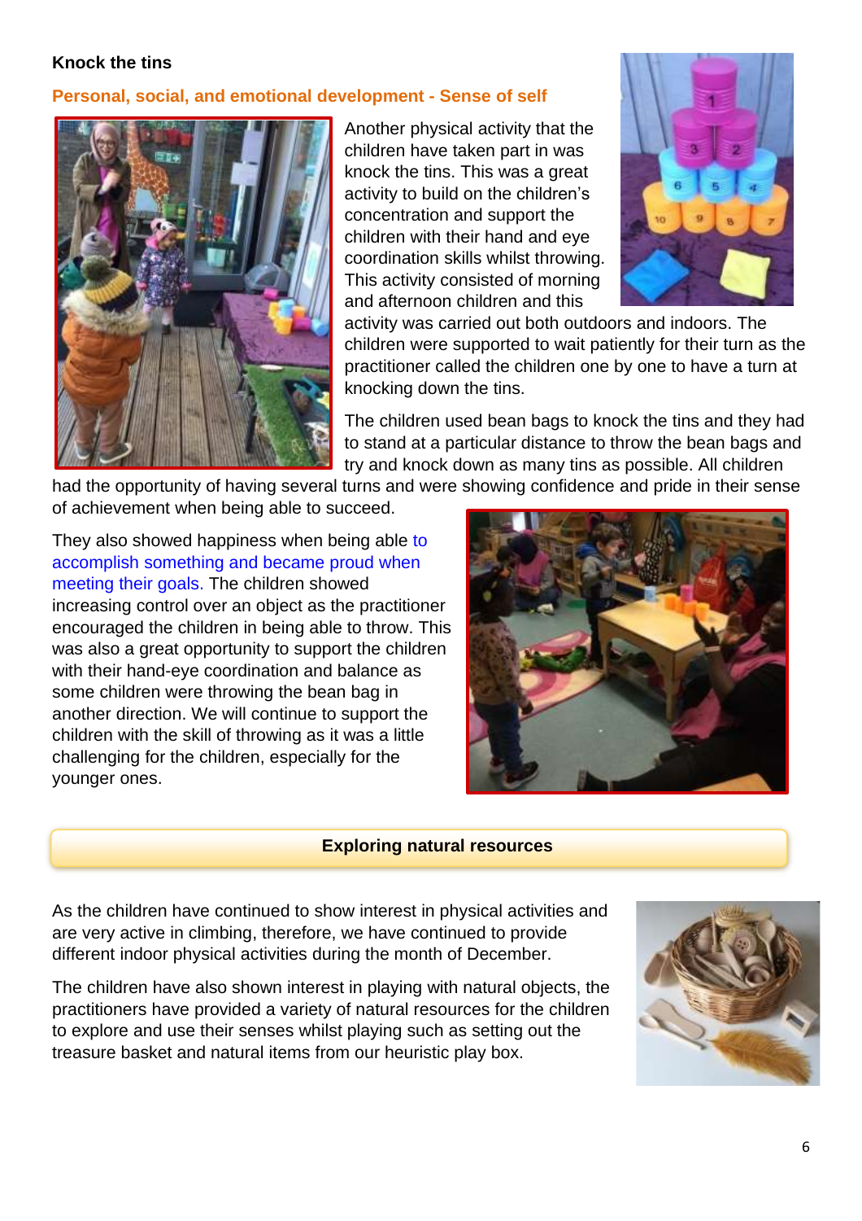### Knock the tins

**Personal, social, and emotional development - Sense of self**

Another physical activity that the children have taken part in was knock the tins. This was a great activity to build on the children's concentration and support the children with their hand and eye coordination skills whilst throwing. This activity consisted of morning and afternoon children and this activity was carried out both outdoors and indoors. The children were supported to wait patiently for their turn as the practitioner called the children one by one to have a turn at knocking down the tins.

The children used bean bags to knock the tins and they had to stand at a particular distance to throw the bean bags and try and knock down as many tins as possible. All children had the opportunity of having several turns and were showing confidence and pride in their sense of achievement when being able to succeed.

They also showed happiness when being able to accomplish something and became proud when meeting their goals. The children showed increasing control over an object as the practitioner encouraged the children in being able to throw. This was also a great opportunity to support the children with their hand-eye coordination and balance as some children were throwing the bean bag in another direction. We will continue to support the children with the skill of throwing as it was a little challenging for the children, especially for the younger ones.

### Exploring natural resources

As the children have continued to show interest in physical activities and are very active in climbing, therefore, we have continued to provide different indoor physical activities during the month of December.

The children have also shown interest in playing with natural objects, the practitioners have provided a variety of natural resources for the children to explore and use their senses whilst playing such as setting out the treasure basket and natural items from our heuristic play box.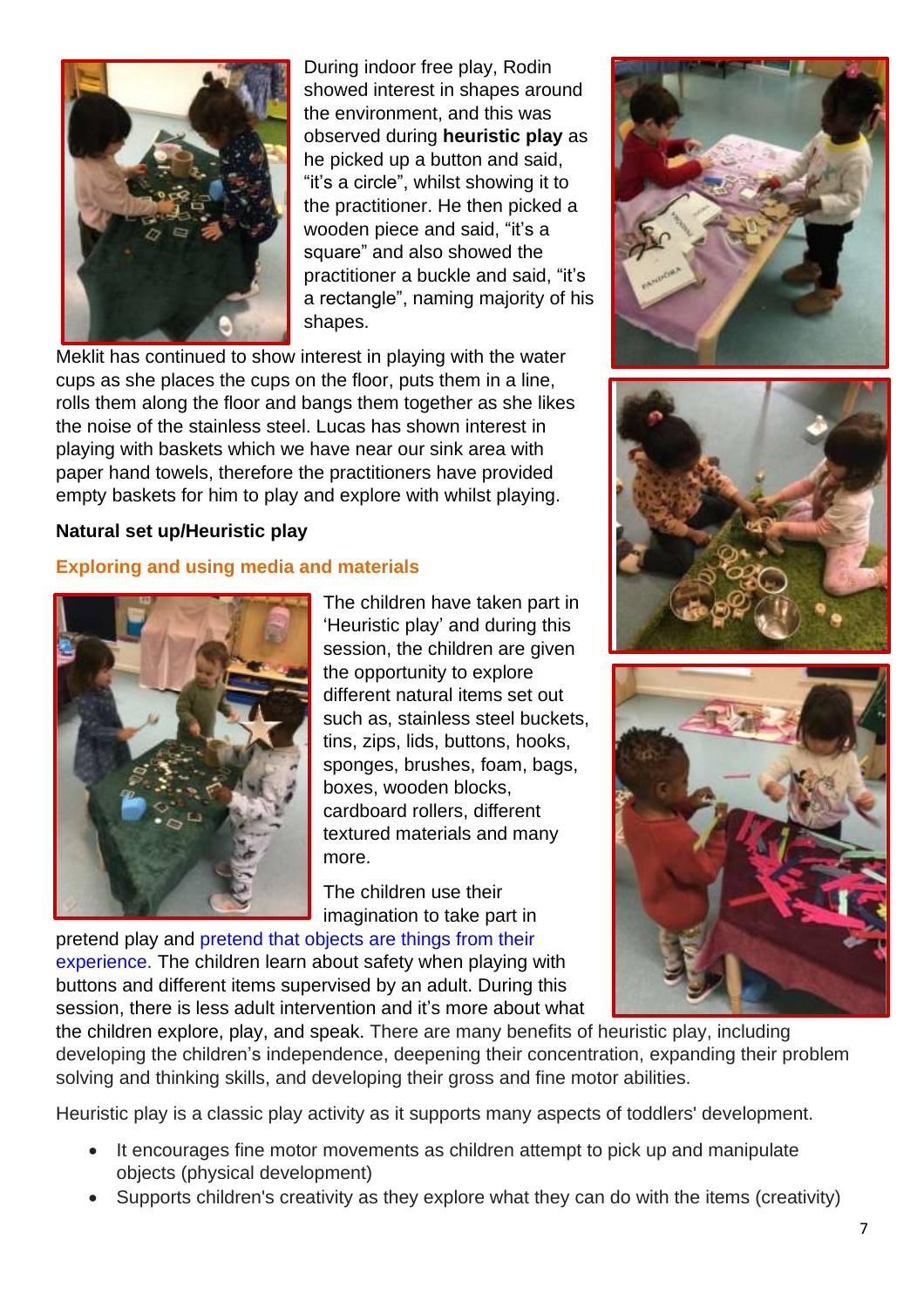During indoor free play, Rodin showed interest in shapes around the environment, and this was observed during **heuristic play** as he picked up a button and said, “it’s a circle”, whilst showing it to the practitioner. He then picked a wooden piece and said, “it’s a square” and also showed the practitioner a buckle and said, “it’s a rectangle”, naming majority of his shapes.

Meklit has continued to show interest in playing with the water cups as she places the cups on the floor, puts them in a line, rolls them along the floor and bangs them together as she likes the noise of the stainless steel. Lucas has shown interest in playing with baskets which we have near our sink area with paper hand towels, therefore the practitioners have provided empty baskets for him to play and explore with whilst playing.

**Natural set up/Heuristic play**

**Exploring and using media and materials**

The children have taken part in ‘Heuristic play’ and during this session, the children are given the opportunity to explore different natural items set out such as, stainless steel buckets, tins, zips, lids, buttons, hooks, sponges, brushes, foam, bags, boxes, wooden blocks, cardboard rollers, different textured materials and many more.

The children use their imagination to take part in pretend play and pretend that objects are things from their experience. The children learn about safety when playing with buttons and different items supervised by an adult. During this session, there is less adult intervention and it’s more about what the children explore, play, and speak. There are many benefits of heuristic play, including developing the children’s independence, deepening their concentration, expanding their problem solving and thinking skills, and developing their gross and fine motor abilities.

Heuristic play is a classic play activity as it supports many aspects of toddlers' development.

- It encourages fine motor movements as children attempt to pick up and manipulate objects (physical development)
- Supports children's creativity as they explore what they can do with the items (creativity)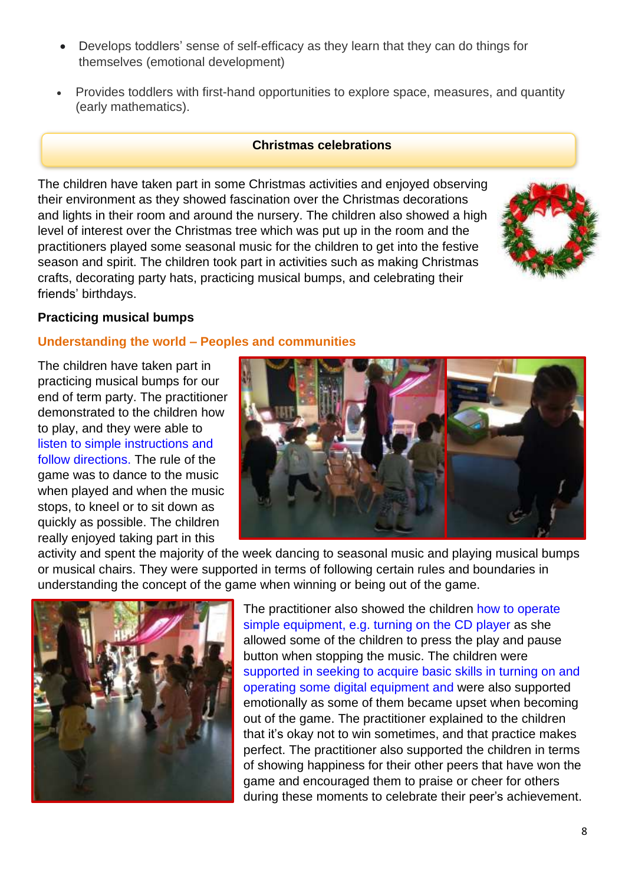- Develops toddlers' sense of self-efficacy as they learn that they can do things for themselves (emotional development)
- Provides toddlers with first-hand opportunities to explore space, measures, and quantity (early mathematics).

## Christmas celebrations

The children have taken part in some Christmas activities and enjoyed observing their environment as they showed fascination over the Christmas decorations and lights in their room and around the nursery. The children also showed a high level of interest over the Christmas tree which was put up in the room and the practitioners played some seasonal music for the children to get into the festive season and spirit. The children took part in activities such as making Christmas crafts, decorating party hats, practicing musical bumps, and celebrating their friends' birthdays.

### Practicing musical bumps

**Understanding the world – Peoples and communities**

The children have taken part in practicing musical bumps for our end of term party. The practitioner demonstrated to the children how to play, and they were able to listen to simple instructions and follow directions. The rule of the game was to dance to the music when played and when the music stops, to kneel or to sit down as quickly as possible. The children really enjoyed taking part in this activity and spent the majority of the week dancing to seasonal music and playing musical bumps or musical chairs. They were supported in terms of following certain rules and boundaries in understanding the concept of the game when winning or being out of the game.

The practitioner also showed the children how to operate simple equipment, e.g. turning on the CD player as she allowed some of the children to press the play and pause button when stopping the music. The children were supported in seeking to acquire basic skills in turning on and operating some digital equipment and were also supported emotionally as some of them became upset when becoming out of the game. The practitioner explained to the children that it's okay not to win sometimes, and that practice makes perfect. The practitioner also supported the children in terms of showing happiness for their other peers that have won the game and encouraged them to praise or cheer for others during these moments to celebrate their peer's achievement.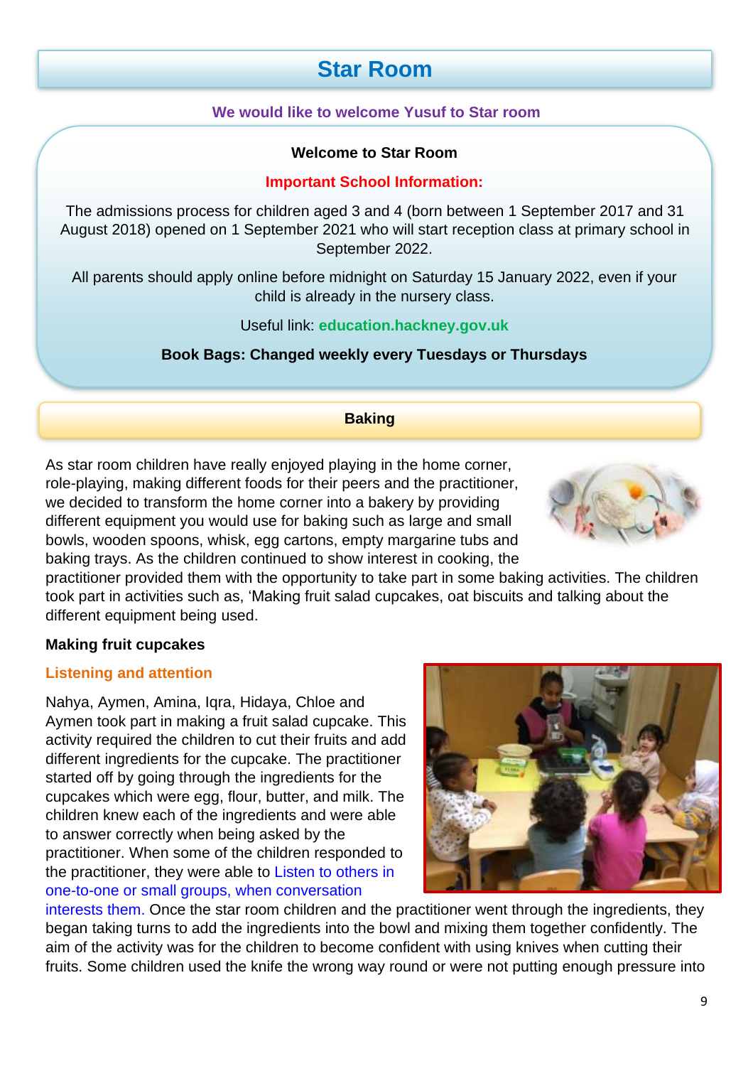# Star Room

**We would like to welcome Yusuf to Star room**

**Welcome to Star Room**

**Important School Information:**

The admissions process for children aged 3 and 4 (born between 1 September 2017 and 31 August 2018) opened on 1 September 2021 who will start reception class at primary school in September 2022.

All parents should apply online before midnight on Saturday 15 January 2022, even if your child is already in the nursery class.

Useful link: **education.hackney.gov.uk**

**Book Bags: Changed weekly every Tuesdays or Thursdays**

## Baking

As star room children have really enjoyed playing in the home corner, role-playing, making different foods for their peers and the practitioner, we decided to transform the home corner into a bakery by providing different equipment you would use for baking such as large and small bowls, wooden spoons, whisk, egg cartons, empty margarine tubs and baking trays. As the children continued to show interest in cooking, the practitioner provided them with the opportunity to take part in some baking activities. The children took part in activities such as, 'Making fruit salad cupcakes, oat biscuits and talking about the different equipment being used.

**Making fruit cupcakes**

**Listening and attention**

Nahya, Aymen, Amina, Iqra, Hidaya, Chloe and Aymen took part in making a fruit salad cupcake. This activity required the children to cut their fruits and add different ingredients for the cupcake. The practitioner started off by going through the ingredients for the cupcakes which were egg, flour, butter, and milk. The children knew each of the ingredients and were able to answer correctly when being asked by the practitioner. When some of the children responded to the practitioner, they were able to Listen to others in one-to-one or small groups, when conversation interests them. Once the star room children and the practitioner went through the ingredients, they began taking turns to add the ingredients into the bowl and mixing them together confidently. The aim of the activity was for the children to become confident with using knives when cutting their fruits. Some children used the knife the wrong way round or were not putting enough pressure into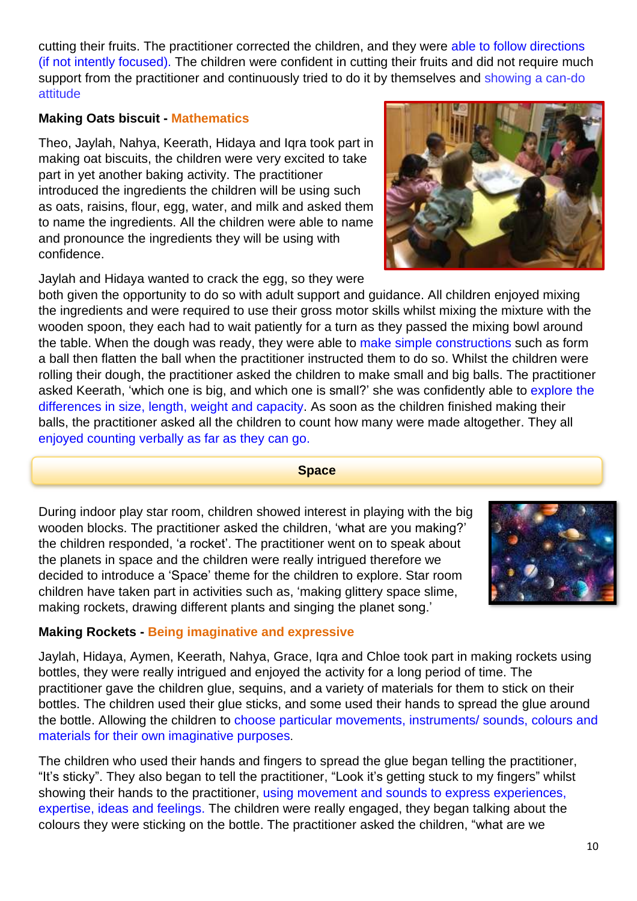cutting their fruits. The practitioner corrected the children, and they were able to follow directions (if not intently focused). The children were confident in cutting their fruits and did not require much support from the practitioner and continuously tried to do it by themselves and showing a can-do attitude

**Making Oats biscuit - Mathematics**

Theo, Jaylah, Nahya, Keerath, Hidaya and Iqra took part in making oat biscuits, the children were very excited to take part in yet another baking activity. The practitioner introduced the ingredients the children will be using such as oats, raisins, flour, egg, water, and milk and asked them to name the ingredients. All the children were able to name and pronounce the ingredients they will be using with confidence.

Jaylah and Hidaya wanted to crack the egg, so they were both given the opportunity to do so with adult support and guidance. All children enjoyed mixing the ingredients and were required to use their gross motor skills whilst mixing the mixture with the wooden spoon, they each had to wait patiently for a turn as they passed the mixing bowl around the table. When the dough was ready, they were able to make simple constructions such as form a ball then flatten the ball when the practitioner instructed them to do so. Whilst the children were rolling their dough, the practitioner asked the children to make small and big balls. The practitioner asked Keerath, 'which one is big, and which one is small?' she was confidently able to explore the differences in size, length, weight and capacity. As soon as the children finished making their balls, the practitioner asked all the children to count how many were made altogether. They all enjoyed counting verbally as far as they can go.

## Space

During indoor play star room, children showed interest in playing with the big wooden blocks. The practitioner asked the children, 'what are you making?' the children responded, 'a rocket'. The practitioner went on to speak about the planets in space and the children were really intrigued therefore we decided to introduce a 'Space' theme for the children to explore. Star room children have taken part in activities such as, 'making glittery space slime, making rockets, drawing different plants and singing the planet song.'

**Making Rockets - Being imaginative and expressive**

Jaylah, Hidaya, Aymen, Keerath, Nahya, Grace, Iqra and Chloe took part in making rockets using bottles, they were really intrigued and enjoyed the activity for a long period of time. The practitioner gave the children glue, sequins, and a variety of materials for them to stick on their bottles. The children used their glue sticks, and some used their hands to spread the glue around the bottle. Allowing the children to choose particular movements, instruments/ sounds, colours and materials for their own imaginative purposes.

The children who used their hands and fingers to spread the glue began telling the practitioner, "It's sticky". They also began to tell the practitioner, "Look it's getting stuck to my fingers" whilst showing their hands to the practitioner, using movement and sounds to express experiences, expertise, ideas and feelings. The children were really engaged, they began talking about the colours they were sticking on the bottle. The practitioner asked the children, "what are we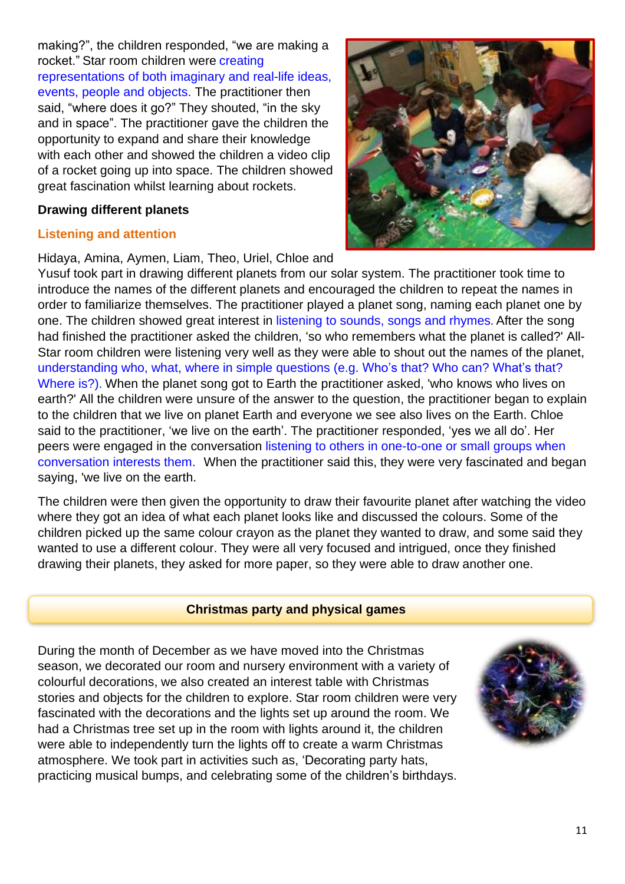making?", the children responded, "we are making a rocket." Star room children were creating representations of both imaginary and real-life ideas, events, people and objects. The practitioner then said, "where does it go?" They shouted, "in the sky and in space". The practitioner gave the children the opportunity to expand and share their knowledge with each other and showed the children a video clip of a rocket going up into space. The children showed great fascination whilst learning about rockets.

**Drawing different planets**

**Listening and attention**

Hidaya, Amina, Aymen, Liam, Theo, Uriel, Chloe and Yusuf took part in drawing different planets from our solar system. The practitioner took time to introduce the names of the different planets and encouraged the children to repeat the names in order to familiarize themselves. The practitioner played a planet song, naming each planet one by one. The children showed great interest in listening to sounds, songs and rhymes. After the song had finished the practitioner asked the children, 'so who remembers what the planet is called?' All-Star room children were listening very well as they were able to shout out the names of the planet, understanding who, what, where in simple questions (e.g. Who's that? Who can? What's that? Where is?). When the planet song got to Earth the practitioner asked, 'who knows who lives on earth?' All the children were unsure of the answer to the question, the practitioner began to explain to the children that we live on planet Earth and everyone we see also lives on the Earth. Chloe said to the practitioner, 'we live on the earth'. The practitioner responded, 'yes we all do'. Her peers were engaged in the conversation listening to others in one-to-one or small groups when conversation interests them. When the practitioner said this, they were very fascinated and began saying, 'we live on the earth.

The children were then given the opportunity to draw their favourite planet after watching the video where they got an idea of what each planet looks like and discussed the colours. Some of the children picked up the same colour crayon as the planet they wanted to draw, and some said they wanted to use a different colour. They were all very focused and intrigued, once they finished drawing their planets, they asked for more paper, so they were able to draw another one.

## Christmas party and physical games

During the month of December as we have moved into the Christmas season, we decorated our room and nursery environment with a variety of colourful decorations, we also created an interest table with Christmas stories and objects for the children to explore. Star room children were very fascinated with the decorations and the lights set up around the room. We had a Christmas tree set up in the room with lights around it, the children were able to independently turn the lights off to create a warm Christmas atmosphere. We took part in activities such as, 'Decorating party hats, practicing musical bumps, and celebrating some of the children's birthdays.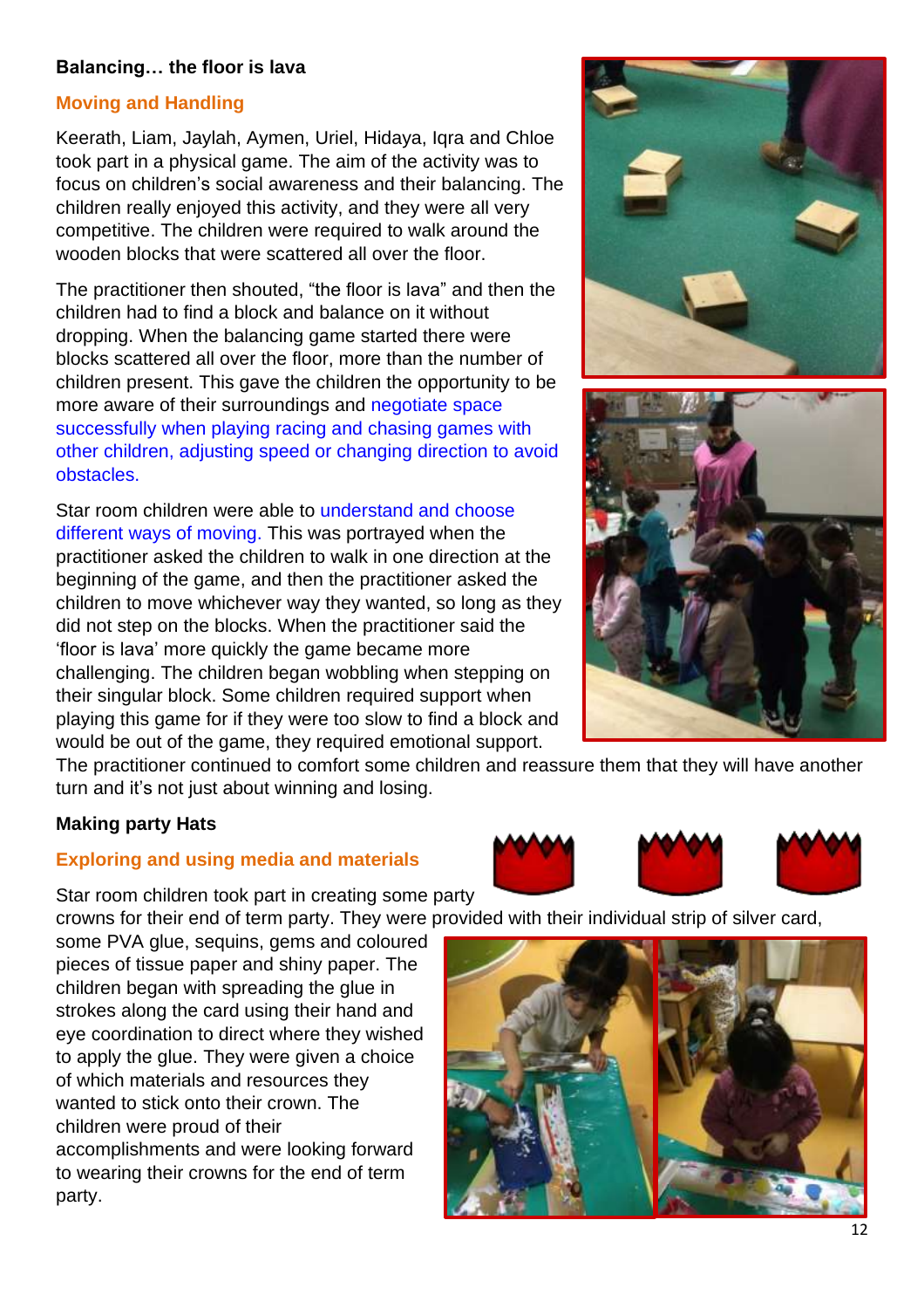**Balancing… the floor is lava**

**Moving and Handling**

Keerath, Liam, Jaylah, Aymen, Uriel, Hidaya, Iqra and Chloe took part in a physical game. The aim of the activity was to focus on children's social awareness and their balancing. The children really enjoyed this activity, and they were all very competitive. The children were required to walk around the wooden blocks that were scattered all over the floor.

The practitioner then shouted, "the floor is lava" and then the children had to find a block and balance on it without dropping. When the balancing game started there were blocks scattered all over the floor, more than the number of children present. This gave the children the opportunity to be more aware of their surroundings and negotiate space successfully when playing racing and chasing games with other children, adjusting speed or changing direction to avoid obstacles.

Star room children were able to understand and choose different ways of moving. This was portrayed when the practitioner asked the children to walk in one direction at the beginning of the game, and then the practitioner asked the children to move whichever way they wanted, so long as they did not step on the blocks. When the practitioner said the 'floor is lava' more quickly the game became more challenging. The children began wobbling when stepping on their singular block. Some children required support when playing this game for if they were too slow to find a block and would be out of the game, they required emotional support. The practitioner continued to comfort some children and reassure them that they will have another turn and it's not just about winning and losing.

**Making party Hats**

**Exploring and using media and materials**

Star room children took part in creating some party crowns for their end of term party. They were provided with their individual strip of silver card, some PVA glue, sequins, gems and coloured pieces of tissue paper and shiny paper. The children began with spreading the glue in strokes along the card using their hand and eye coordination to direct where they wished to apply the glue. They were given a choice of which materials and resources they wanted to stick onto their crown. The children were proud of their accomplishments and were looking forward to wearing their crowns for the end of term party.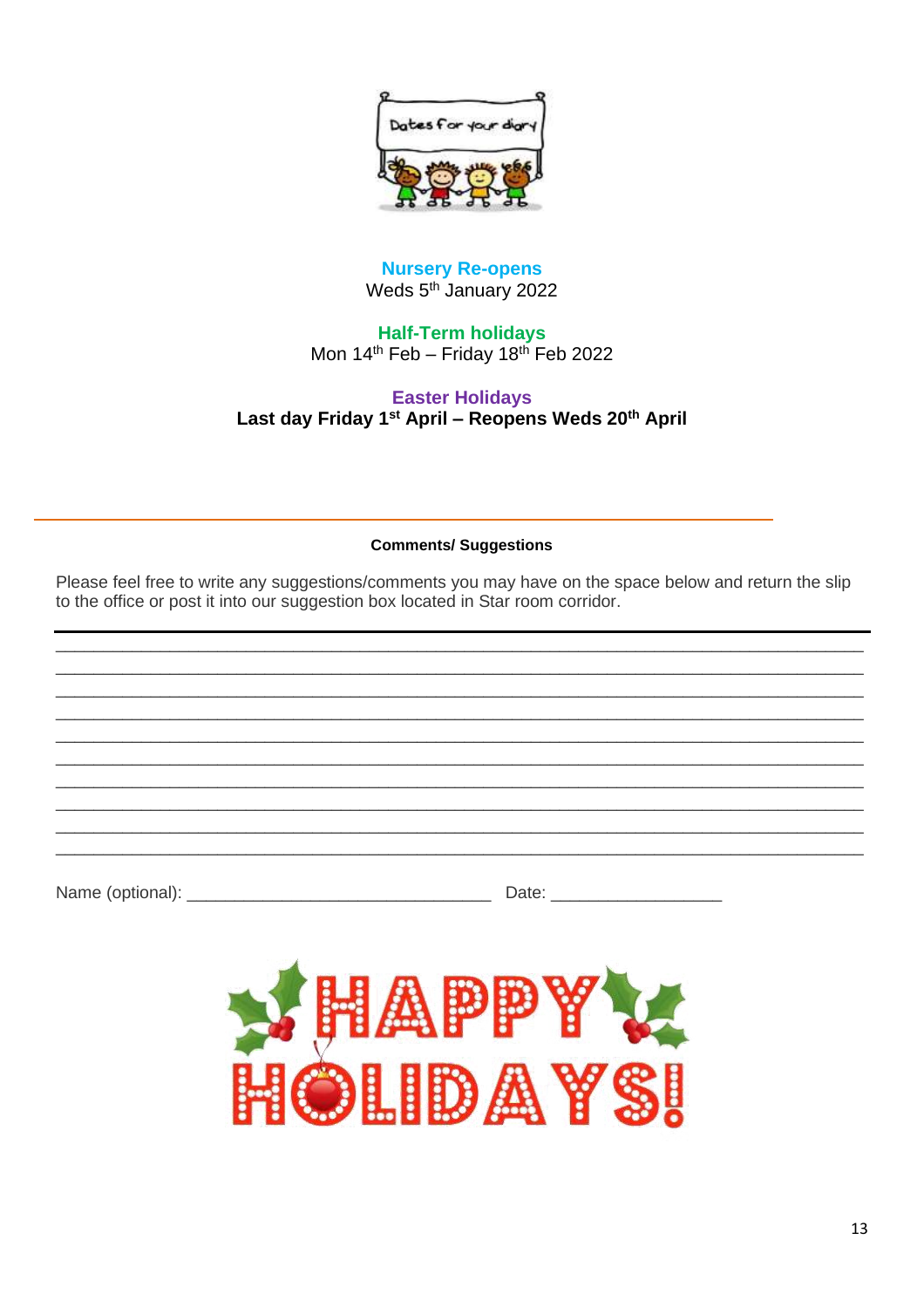**Nursery Re-opens**
Weds 5th January 2022

**Half-Term holidays**
Mon 14th Feb – Friday 18th Feb 2022

**Easter Holidays**
**Last day Friday 1st April – Reopens Weds 20th April**

---

**Comments/ Suggestions**

Please feel free to write any suggestions/comments you may have on the space below and return the slip to the office or post it into our suggestion box located in Star room corridor.

___________________________________________________________________________
___________________________________________________________________________
___________________________________________________________________________
___________________________________________________________________________
___________________________________________________________________________
___________________________________________________________________________
___________________________________________________________________________
___________________________________________________________________________
___________________________________________________________________________
___________________________________________________________________________

Name (optional): ________________________________ Date: __________________